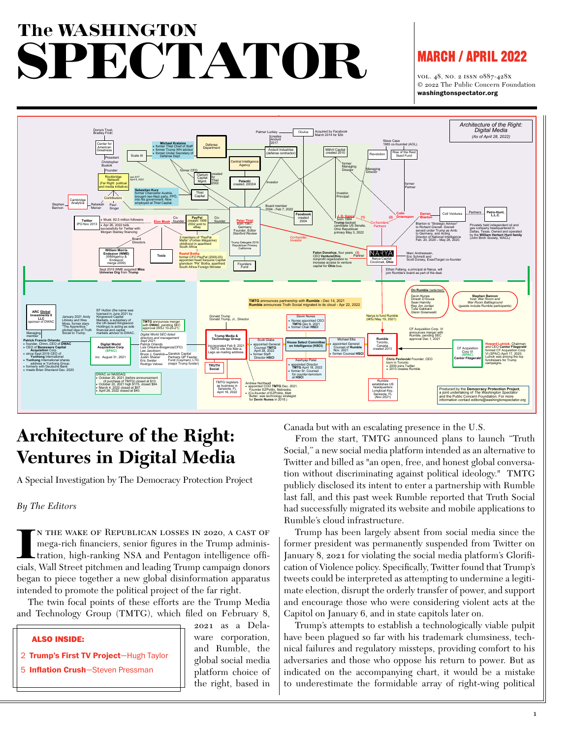# The WASHINGTON SPECTATOR

**MARCH / APRIL 2022**

VOL. 48, NO. 2 ISSN 0887-428X
© 2022 The Public Concern Foundation
**washingtonspectator.org**

*Architecture of the Right: Digital Media*
(As of April 28, 2022)

Donors Trust, Bradley Fndn
Center for American Greatness
President
Christopher Buskirk
Founder
Rockbridge Network (Far Right political and media initiative)
see NYT April 6, 2022
Contributors
Cambridge Analytica
Stephen Bannon
Rebekah Mercer
Paul Singer
Scale AI
Michael Kratsios
• former Thiel Chief of Staff
• former Trump WH advisor
• former Under Secretary of Defense Dept
Defense Department
former CFO
Clarium Capital Mgmt.
created by Thiel 2002
Sebastian Kurz
former Chancellor Austria, brought neo-Nazi party, FPÖ, into his government. Now employed at Thiel Capital.
Thiel Capital
Central Intelligence Agency
Palantir
created: 2003/4
Investor
Palmer Luckey
Oculus
Acquired by Facebook March 2014 for $3b
creates Anduril 2017
Anduril Industries (defense contractor)
Mithril Capital
created 2010
former Managing Director
Managing Director
Steve Case
1985 co-founded (AOL)
Revolution
Rise of the Rest Seed Fund
former Partner
Investor, Principal
Board member 2004 - Feb 7, 2022
Facebook
created 2004
Twitter
IPO Nov 2013
• Musk: 82.5 million followers
• Apr 26, 2022 bids successfully for Twitter with Morgan Stanley financing
Elon Musk
Co-founder
PayPal
created 1998
2002 sold to eBay
Co-founder
Board Directors
3 members of "PayPal Mafia" (Forbes Magazine) childhood in apartheid South Africa
Peter Thiel
born 1967, Germany
Founder, Editor *Stanford Review*
Trump Delegate 2016 Republican Primary California
Co-founder, Investor
Founders Fund
William Morris Endeavor (WME)
(WMAgency & Endeavor merge 2009)
Tesla
Roelof Botha
former CFO PayPal (2000-03) appointed head Sequoia Capital grandson "Pik" Botha, apartheid South Africa Foreign Minister
Sept 2015 WME acquired **Miss Universe Org** from **Trump**
J. D. Vance (1)
born 1984
Trump-backed candidate US Senate, Ohio Republican primary May 3, 2022
Co-founders, Partners
Colin Greenspon (2)
Darren Blanton (3)
Colt Ventures
Partners
Petro-Hunt, L.L.C.
Blanton is "Strategic Advisor" to Richard Grenell. Grenell served under Trump as Amb. to Germany, and Acting Director of National Intelligence Feb. 20, 2020 – May 26, 2020.
Privately held independent oil and gas company headquartered in Dallas, Texas. Owned and operated by the **William Herbert Hunt family** (John Birch Society, WACL)
Falon Donohue, four years CEO **VentureOhio**, nonprofit organization to increase access to venture capital for **Ohio** bus.
Partner
NARYA
Narya Capital
Cincinnati, **Ohio**
Marc Andreessen, Eric Schmidt and Scott Dorsey, ExactTarget co-founder
Ethan Fallang, a principal at Narya, will join Rumble's board as part of the deal.
ARC Global Investments II LLC
sponsor of DWAC
Managing member
Patrick Francis Orlando:
• founder, Chmn.,CEO of **DWAC**
• CEO of **Benessere Capital Acquisition** Corp.
• since Sept 2019 CEO of **Yunhong** International
• **Yunhong** International shares address w Yunhong Group.
• formerly with Deutsche Bank
• meets Brian Shevland Dec. 2020
January 2021 Andy Litinsky and Wes Moss, former stars "The Apprentice," pitched idea of Truth Social to Trump.
EF Hutton (the name was licensed in June 2021 by Kingswood Capital Markets, a subsidiary of the UK-based Kingswood Holdings) is acting as sole financial and capital markets advisor to DWAC.
Digital World Acquisition Corp (SPAC)
inc. August 31, 2021
**TMTG** announces merger with **DWAC**, pending SEC approval (WSJ 10-20-21)
*Digital World SEC-listed directors and management Sept 2021:*
Patrick Orlando
Luis Orleans-Braganza(CFO)
Lee Jacobson
Bruce J. Garelick
Justin Shaner
Eric Swider
Rodrigo Veloso
Garelick Capital Partners QP Feeder Fund (Cayman), LTD. (major Trump funder)
DWAC on NASDAQ:
• October 20, 2021 (before announcement of purchase of TMTG) closed at $10.
• October 22, 2021 high $175, closed $94.
• March 4, 2022 closed at $97.
• April 26, 2022 closed at $40.
**TMTG** announces partnership with **Rumble** - Dec 14, 2021
**Rumble** announces Truth Social migrated to its cloud - Apr 22, 2022
Donald Trump
Donald Trump, Jr., Director
Trump Media & Technology Group
Incorporated Feb 8, 2021
TMTG site lists Mar-a-Lago as mailing address.
TRUTH Social
TMTG registers as business in Sarasota, FL April 18, 2022
Scott Glabe
• appointed General Counsel **TMTG** April 28, 2022
• former Staff Director **HSCI**
Devin Nunes
• Nunes appointed CEO **TMTG** Dec 6, 2021
• former Chair **HSCI**
House Select Committee on Intelligence (HSCI)
Kashyap Patel
• appointed Director **TMTG** April 18, 2022
• former Sr. Counsel for counter-terrorism at **HSCI**
Michael Ellis
• appointed General Counsel of **Rumble** Nov. 2021
• former Counsel **HSCI**
Andrew Northwall
• appointed COO **TMTG** Dec. 2021. Founder EZPolitix, Nebraska.
• (Co-founder of EZPolitix, Matt Butler, was technology strategist for **Devin Nunes** in 2018.)
Narya to fund Rumble (*WSJ* May 19, 2021)
Rumble
Toronto, Canada
created 2013
CF Acquisition Corp. VI announces merger with Rumble, pending SEC approval Dec 1, 2021
Chris Pavlovski Founder, CEO
• born in Toronto
• 2009 joins Twitter
• 2013 creates Rumble
Rumble establishes US headquarters Longboat Key, Sarasota, FL (Nov 2021)
On Rumble (selected):
Devin Nunes
Dinesh D'Souza
Sean Hannity
Rep Jim Jordan
Tulsi Gabbard
Glenn Greenwald
Stephen Bannon
host: *War Room* and *War Room Battleground* (guests include Rumble participants)
CF Acquisition Corp VI (SPAC)
Cantor Fitzgerald
**Howard Lutnick**, Chairman and CEO **Cantor Fitzgerald** formed CF Acquisition Corp VI (SPAC) April 17, 2020. Lutnick was among the top fundraisers for Trump campaigns.
Produced by the **Democracy Protection Project**, a joint undertaking of *The Washington Spectator* and the Public Concern Foundation. For more information contact editors@washingtonspectator.org

# Architecture of the Right: Ventures in Digital Media

A Special Investigation by The Democracy Protection Project

*By The Editors*

In the wake of Republican losses in 2020, a cast of mega-rich financiers, senior figures in the Trump administration, high-ranking NSA and Pentagon intelligence officials, Wall Street pitchmen and leading Trump campaign donors began to piece together a new global disinformation apparatus intended to promote the political project of the far right.

The twin focal points of these efforts are the Trump Media and Technology Group (TMTG), which filed on February 8, 2021 as a Delaware corporation, and Rumble, the global social media platform choice of the right, based in Canada but with an escalating presence in the U.S.

> **ALSO INSIDE:**
>
> 2 **Trump's First TV Project**—Hugh Taylor
>
> 5 **Inflation Crush**—Steven Pressman

From the start, TMTG announced plans to launch "Truth Social," a new social media platform intended as an alternative to Twitter and billed as "an open, free, and honest global conversation without discriminating against political ideology." TMTG publicly disclosed its intent to enter a partnership with Rumble last fall, and this past week Rumble reported that Truth Social had successfully migrated its website and mobile applications to Rumble's cloud infrastructure.

Trump has been largely absent from social media since the former president was permanently suspended from Twitter on January 8, 2021 for violating the social media platform's Glorification of Violence policy. Specifically, Twitter found that Trump's tweets could be interpreted as attempting to undermine a legitimate election, disrupt the orderly transfer of power, and support and encourage those who were considering violent acts at the Capitol on January 6, and in state capitols later on.

Trump's attempts to establish a technologically viable pulpit have been plagued so far with his trademark clumsiness, technical failures and regulatory missteps, providing comfort to his adversaries and those who oppose his return to power. But as indicated on the accompanying chart, it would be a mistake to underestimate the formidable array of right-wing political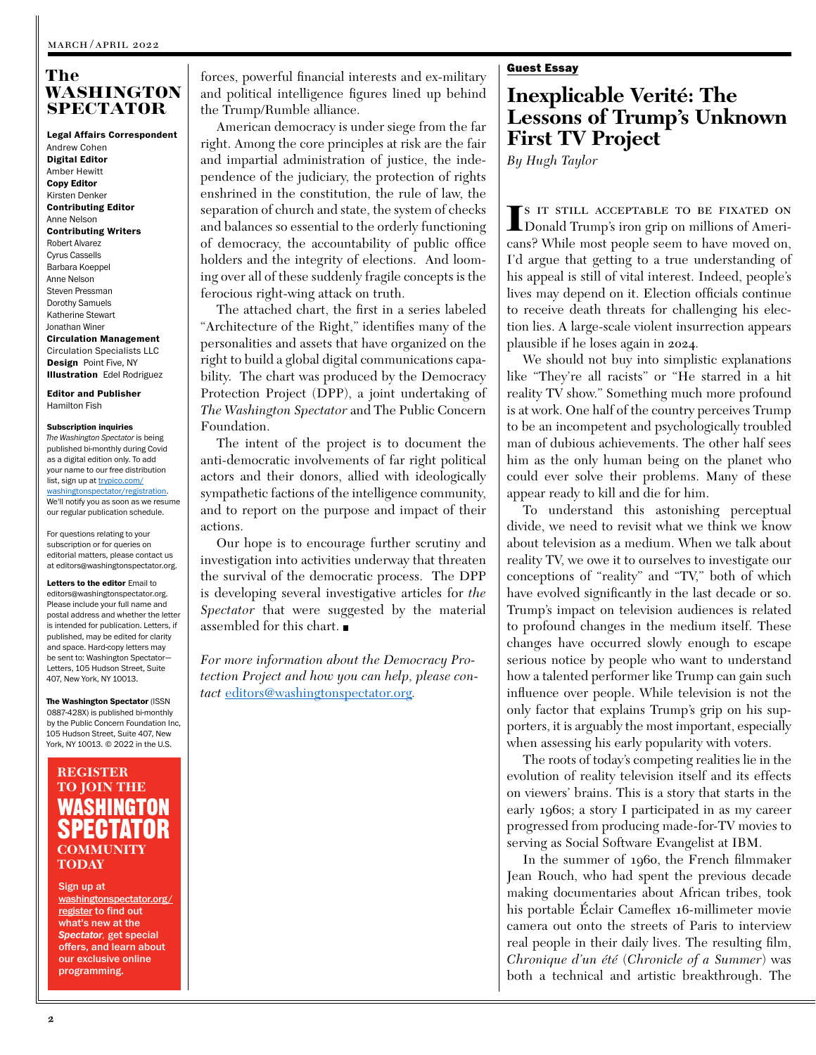# The WASHINGTON SPECTATOR

**Legal Affairs Correspondent**
Andrew Cohen
**Digital Editor**
Amber Hewitt
**Copy Editor**
Kirsten Denker
**Contributing Editor**
Anne Nelson
**Contributing Writers**
Robert Alvarez
Cyrus Cassells
Barbara Koeppel
Anne Nelson
Steven Pressman
Dorothy Samuels
Katherine Stewart
Jonathan Winer
**Circulation Management**
Circulation Specialists LLC
**Design** Point Five, NY
**Illustration** Edel Rodriguez

**Editor and Publisher**
Hamilton Fish

**Subscription inquiries**
*The Washington Spectator* is being published bi-monthly during Covid as a digital edition only. To add your name to our free distribution list, sign up at trypico.com/washingtonspectator/registration. We'll notify you as soon as we resume our regular publication schedule.

For questions relating to your subscription or for queries on editorial matters, please contact us at editors@washingtonspectator.org.

**Letters to the editor** Email to editors@washingtonspectator.org. Please include your full name and postal address and whether the letter is intended for publication. Letters, if published, may be edited for clarity and space. Hard-copy letters may be sent to: Washington Spectator—Letters, 105 Hudson Street, Suite 407, New York, NY 10013.

**The Washington Spectator** (ISSN 0887-428X) is published bi-monthly by the Public Concern Foundation Inc, 105 Hudson Street, Suite 407, New York, NY 10013. © 2022 in the U.S.

**REGISTER TO JOIN THE WASHINGTON SPECTATOR COMMUNITY TODAY**

Sign up at washingtonspectator.org/register to find out what's new at the *Spectator*, get special offers, and learn about our exclusive online programming.

forces, powerful financial interests and ex-military and political intelligence figures lined up behind the Trump/Rumble alliance.

American democracy is under siege from the far right. Among the core principles at risk are the fair and impartial administration of justice, the independence of the judiciary, the protection of rights enshrined in the constitution, the rule of law, the separation of church and state, the system of checks and balances so essential to the orderly functioning of democracy, the accountability of public office holders and the integrity of elections. And looming over all of these suddenly fragile concepts is the ferocious right-wing attack on truth.

The attached chart, the first in a series labeled "Architecture of the Right," identifies many of the personalities and assets that have organized on the right to build a global digital communications capability. The chart was produced by the Democracy Protection Project (DPP), a joint undertaking of *The Washington Spectator* and The Public Concern Foundation.

The intent of the project is to document the anti-democratic involvements of far right political actors and their donors, allied with ideologically sympathetic factions of the intelligence community, and to report on the purpose and impact of their actions.

Our hope is to encourage further scrutiny and investigation into activities underway that threaten the survival of the democratic process. The DPP is developing several investigative articles for *the Spectator* that were suggested by the material assembled for this chart. ■

*For more information about the Democracy Protection Project and how you can help, please contact* editors@washingtonspectator.org*.*

**Guest Essay**

## Inexplicable Verité: The Lessons of Trump's Unknown First TV Project

*By Hugh Taylor*

Is it still acceptable to be fixated on Donald Trump's iron grip on millions of Americans? While most people seem to have moved on, I'd argue that getting to a true understanding of his appeal is still of vital interest. Indeed, people's lives may depend on it. Election officials continue to receive death threats for challenging his election lies. A large-scale violent insurrection appears plausible if he loses again in 2024.

We should not buy into simplistic explanations like "They're all racists" or "He starred in a hit reality TV show." Something much more profound is at work. One half of the country perceives Trump to be an incompetent and psychologically troubled man of dubious achievements. The other half sees him as the only human being on the planet who could ever solve their problems. Many of these appear ready to kill and die for him.

To understand this astonishing perceptual divide, we need to revisit what we think we know about television as a medium. When we talk about reality TV, we owe it to ourselves to investigate our conceptions of "reality" and "TV," both of which have evolved significantly in the last decade or so. Trump's impact on television audiences is related to profound changes in the medium itself. These changes have occurred slowly enough to escape serious notice by people who want to understand how a talented performer like Trump can gain such influence over people. While television is not the only factor that explains Trump's grip on his supporters, it is arguably the most important, especially when assessing his early popularity with voters.

The roots of today's competing realities lie in the evolution of reality television itself and its effects on viewers' brains. This is a story that starts in the early 1960s; a story I participated in as my career progressed from producing made-for-TV movies to serving as Social Software Evangelist at IBM.

In the summer of 1960, the French filmmaker Jean Rouch, who had spent the previous decade making documentaries about African tribes, took his portable Éclair Cameflex 16-millimeter movie camera out onto the streets of Paris to interview real people in their daily lives. The resulting film, *Chronique d'un été* (*Chronicle of a Summer*) was both a technical and artistic breakthrough. The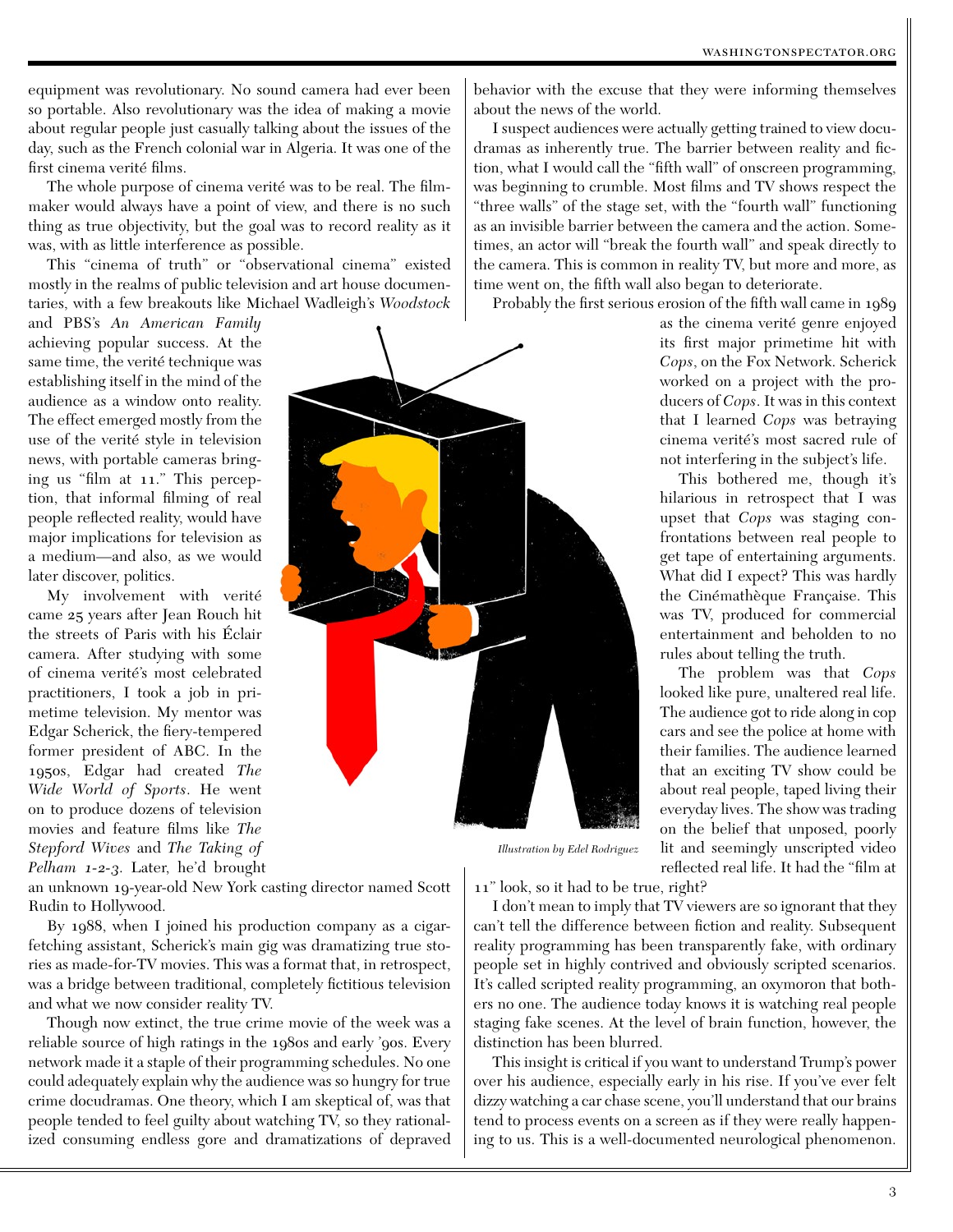equipment was revolutionary. No sound camera had ever been so portable. Also revolutionary was the idea of making a movie about regular people just casually talking about the issues of the day, such as the French colonial war in Algeria. It was one of the first cinema verité films.

The whole purpose of cinema verité was to be real. The filmmaker would always have a point of view, and there is no such thing as true objectivity, but the goal was to record reality as it was, with as little interference as possible.

This "cinema of truth" or "observational cinema" existed mostly in the realms of public television and art house documentaries, with a few breakouts like Michael Wadleigh's *Woodstock* and PBS's *An American Family* achieving popular success. At the same time, the verité technique was establishing itself in the mind of the audience as a window onto reality. The effect emerged mostly from the use of the verité style in television news, with portable cameras bringing us "film at 11." This perception, that informal filming of real people reflected reality, would have major implications for television as a medium—and also, as we would later discover, politics.

My involvement with verité came 25 years after Jean Rouch hit the streets of Paris with his Éclair camera. After studying with some of cinema verité's most celebrated practitioners, I took a job in primetime television. My mentor was Edgar Scherick, the fiery-tempered former president of ABC. In the 1950s, Edgar had created *The Wide World of Sports*. He went on to produce dozens of television movies and feature films like *The Stepford Wives* and *The Taking of Pelham 1-2-3*. Later, he'd brought an unknown 19-year-old New York casting director named Scott Rudin to Hollywood.

By 1988, when I joined his production company as a cigar-fetching assistant, Scherick's main gig was dramatizing true stories as made-for-TV movies. This was a format that, in retrospect, was a bridge between traditional, completely fictitious television and what we now consider reality TV.

Though now extinct, the true crime movie of the week was a reliable source of high ratings in the 1980s and early '90s. Every network made it a staple of their programming schedules. No one could adequately explain why the audience was so hungry for true crime docudramas. One theory, which I am skeptical of, was that people tended to feel guilty about watching TV, so they rationalized consuming endless gore and dramatizations of depraved behavior with the excuse that they were informing themselves about the news of the world.

I suspect audiences were actually getting trained to view docudramas as inherently true. The barrier between reality and fiction, what I would call the "fifth wall" of onscreen programming, was beginning to crumble. Most films and TV shows respect the "three walls" of the stage set, with the "fourth wall" functioning as an invisible barrier between the camera and the action. Sometimes, an actor will "break the fourth wall" and speak directly to the camera. This is common in reality TV, but more and more, as time went on, the fifth wall also began to deteriorate.

Probably the first serious erosion of the fifth wall came in 1989 as the cinema verité genre enjoyed its first major primetime hit with *Cops*, on the Fox Network. Scherick worked on a project with the producers of *Cops*. It was in this context that I learned *Cops* was betraying cinema verité's most sacred rule of not interfering in the subject's life.

This bothered me, though it's hilarious in retrospect that I was upset that *Cops* was staging confrontations between real people to get tape of entertaining arguments. What did I expect? This was hardly the Cinémathèque Française. This was TV, produced for commercial entertainment and beholden to no rules about telling the truth.

The problem was that *Cops* looked like pure, unaltered real life. The audience got to ride along in cop cars and see the police at home with their families. The audience learned that an exciting TV show could be about real people, taped living their everyday lives. The show was trading on the belief that unposed, poorly lit and seemingly unscripted video reflected real life. It had the "film at 11" look, so it had to be true, right?

*Illustration by Edel Rodriguez*

I don't mean to imply that TV viewers are so ignorant that they can't tell the difference between fiction and reality. Subsequent reality programming has been transparently fake, with ordinary people set in highly contrived and obviously scripted scenarios. It's called scripted reality programming, an oxymoron that bothers no one. The audience today knows it is watching real people staging fake scenes. At the level of brain function, however, the distinction has been blurred.

This insight is critical if you want to understand Trump's power over his audience, especially early in his rise. If you've ever felt dizzy watching a car chase scene, you'll understand that our brains tend to process events on a screen as if they were really happening to us. This is a well-documented neurological phenomenon.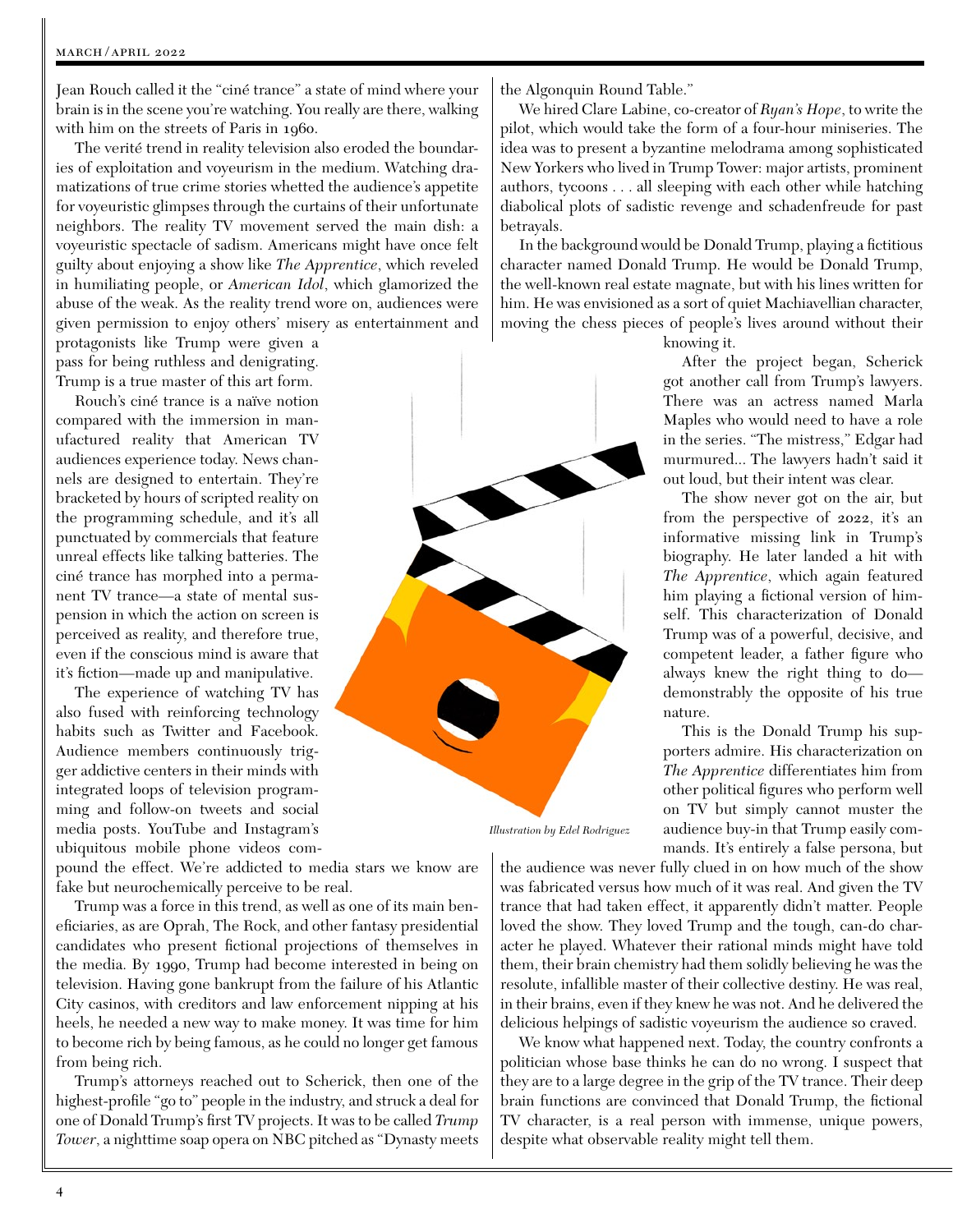Jean Rouch called it the "ciné trance" a state of mind where your brain is in the scene you're watching. You really are there, walking with him on the streets of Paris in 1960.

The verité trend in reality television also eroded the boundaries of exploitation and voyeurism in the medium. Watching dramatizations of true crime stories whetted the audience's appetite for voyeuristic glimpses through the curtains of their unfortunate neighbors. The reality TV movement served the main dish: a voyeuristic spectacle of sadism. Americans might have once felt guilty about enjoying a show like *The Apprentice*, which reveled in humiliating people, or *American Idol*, which glamorized the abuse of the weak. As the reality trend wore on, audiences were given permission to enjoy others' misery as entertainment and protagonists like Trump were given a pass for being ruthless and denigrating. Trump is a true master of this art form.

Rouch's ciné trance is a naïve notion compared with the immersion in manufactured reality that American TV audiences experience today. News channels are designed to entertain. They're bracketed by hours of scripted reality on the programming schedule, and it's all punctuated by commercials that feature unreal effects like talking batteries. The ciné trance has morphed into a permanent TV trance—a state of mental suspension in which the action on screen is perceived as reality, and therefore true, even if the conscious mind is aware that it's fiction—made up and manipulative.

The experience of watching TV has also fused with reinforcing technology habits such as Twitter and Facebook. Audience members continuously trigger addictive centers in their minds with integrated loops of television programming and follow-on tweets and social media posts. YouTube and Instagram's ubiquitous mobile phone videos compound the effect. We're addicted to media stars we know are fake but neurochemically perceive to be real.

Trump was a force in this trend, as well as one of its main beneficiaries, as are Oprah, The Rock, and other fantasy presidential candidates who present fictional projections of themselves in the media. By 1990, Trump had become interested in being on television. Having gone bankrupt from the failure of his Atlantic City casinos, with creditors and law enforcement nipping at his heels, he needed a new way to make money. It was time for him to become rich by being famous, as he could no longer get famous from being rich.

Trump's attorneys reached out to Scherick, then one of the highest-profile "go to" people in the industry, and struck a deal for one of Donald Trump's first TV projects. It was to be called *Trump Tower*, a nighttime soap opera on NBC pitched as "Dynasty meets the Algonquin Round Table."

We hired Clare Labine, co-creator of *Ryan's Hope*, to write the pilot, which would take the form of a four-hour miniseries. The idea was to present a byzantine melodrama among sophisticated New Yorkers who lived in Trump Tower: major artists, prominent authors, tycoons . . . all sleeping with each other while hatching diabolical plots of sadistic revenge and schadenfreude for past betrayals.

In the background would be Donald Trump, playing a fictitious character named Donald Trump. He would be Donald Trump, the well-known real estate magnate, but with his lines written for him. He was envisioned as a sort of quiet Machiavellian character, moving the chess pieces of people's lives around without their knowing it.

After the project began, Scherick got another call from Trump's lawyers. There was an actress named Marla Maples who would need to have a role in the series. "The mistress," Edgar had murmured... The lawyers hadn't said it out loud, but their intent was clear.

The show never got on the air, but from the perspective of 2022, it's an informative missing link in Trump's biography. He later landed a hit with *The Apprentice*, which again featured him playing a fictional version of himself. This characterization of Donald Trump was of a powerful, decisive, and competent leader, a father figure who always knew the right thing to do—demonstrably the opposite of his true nature.

*Illustration by Edel Rodriguez*

This is the Donald Trump his supporters admire. His characterization on *The Apprentice* differentiates him from other political figures who perform well on TV but simply cannot muster the audience buy-in that Trump easily commands. It's entirely a false persona, but the audience was never fully clued in on how much of the show was fabricated versus how much of it was real. And given the TV trance that had taken effect, it apparently didn't matter. People loved the show. They loved Trump and the tough, can-do character he played. Whatever their rational minds might have told them, their brain chemistry had them solidly believing he was the resolute, infallible master of their collective destiny. He was real, in their brains, even if they knew he was not. And he delivered the delicious helpings of sadistic voyeurism the audience so craved.

We know what happened next. Today, the country confronts a politician whose base thinks he can do no wrong. I suspect that they are to a large degree in the grip of the TV trance. Their deep brain functions are convinced that Donald Trump, the fictional TV character, is a real person with immense, unique powers, despite what observable reality might tell them.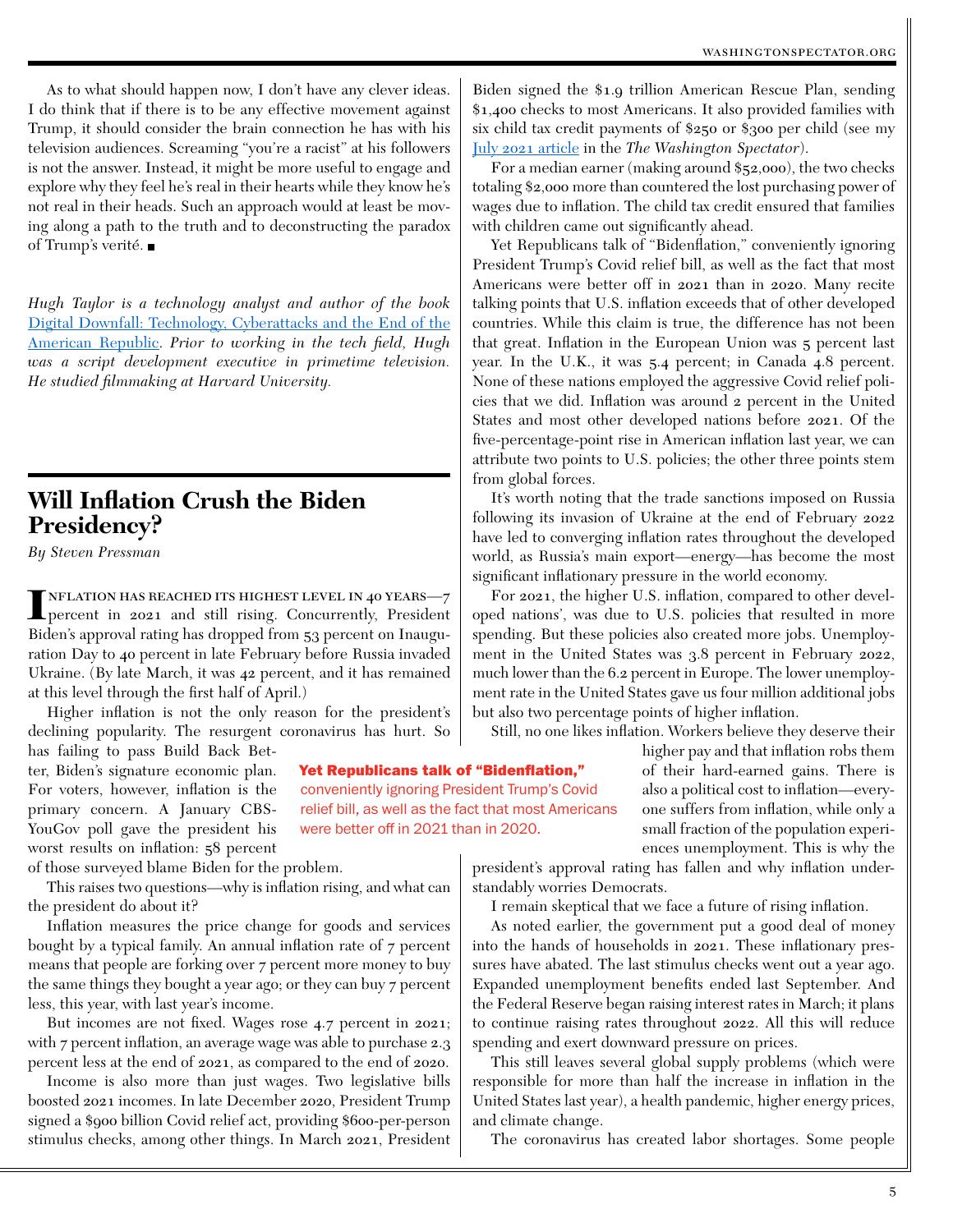As to what should happen now, I don't have any clever ideas. I do think that if there is to be any effective movement against Trump, it should consider the brain connection he has with his television audiences. Screaming "you're a racist" at his followers is not the answer. Instead, it might be more useful to engage and explore why they feel he's real in their hearts while they know he's not real in their heads. Such an approach would at least be moving along a path to the truth and to deconstructing the paradox of Trump's verité. ■

*Hugh Taylor is a technology analyst and author of the book* [Digital Downfall: Technology, Cyberattacks and the End of the American Republic]*. Prior to working in the tech field, Hugh was a script development executive in primetime television. He studied filmmaking at Harvard University.*

## Will Inflation Crush the Biden Presidency?

*By Steven Pressman*

**INFLATION HAS REACHED ITS HIGHEST LEVEL IN 40 YEARS**—7 percent in 2021 and still rising. Concurrently, President Biden's approval rating has dropped from 53 percent on Inauguration Day to 40 percent in late February before Russia invaded Ukraine. (By late March, it was 42 percent, and it has remained at this level through the first half of April.)

Higher inflation is not the only reason for the president's declining popularity. The resurgent coronavirus has hurt. So has failing to pass Build Back Better, Biden's signature economic plan. For voters, however, inflation is the primary concern. A January CBS-YouGov poll gave the president his worst results on inflation: 58 percent of those surveyed blame Biden for the problem.

This raises two questions—why is inflation rising, and what can the president do about it?

Inflation measures the price change for goods and services bought by a typical family. An annual inflation rate of 7 percent means that people are forking over 7 percent more money to buy the same things they bought a year ago; or they can buy 7 percent less, this year, with last year's income.

But incomes are not fixed. Wages rose 4.7 percent in 2021; with 7 percent inflation, an average wage was able to purchase 2.3 percent less at the end of 2021, as compared to the end of 2020.

Income is also more than just wages. Two legislative bills boosted 2021 incomes. In late December 2020, President Trump signed a $900 billion Covid relief act, providing $600-per-person stimulus checks, among other things. In March 2021, President Biden signed the $1.9 trillion American Rescue Plan, sending $1,400 checks to most Americans. It also provided families with six child tax credit payments of $250 or $300 per child (see my [July 2021 article] in the *The Washington Spectator*).

For a median earner (making around $52,000), the two checks totaling $2,000 more than countered the lost purchasing power of wages due to inflation. The child tax credit ensured that families with children came out significantly ahead.

Yet Republicans talk of "Bidenflation," conveniently ignoring President Trump's Covid relief bill, as well as the fact that most Americans were better off in 2021 than in 2020. Many recite talking points that U.S. inflation exceeds that of other developed countries. While this claim is true, the difference has not been that great. Inflation in the European Union was 5 percent last year. In the U.K., it was 5.4 percent; in Canada 4.8 percent. None of these nations employed the aggressive Covid relief policies that we did. Inflation was around 2 percent in the United States and most other developed nations before 2021. Of the five-percentage-point rise in American inflation last year, we can attribute two points to U.S. policies; the other three points stem from global forces.

It's worth noting that the trade sanctions imposed on Russia following its invasion of Ukraine at the end of February 2022 have led to converging inflation rates throughout the developed world, as Russia's main export—energy—has become the most significant inflationary pressure in the world economy.

For 2021, the higher U.S. inflation, compared to other developed nations', was due to U.S. policies that resulted in more spending. But these policies also created more jobs. Unemployment in the United States was 3.8 percent in February 2022, much lower than the 6.2 percent in Europe. The lower unemployment rate in the United States gave us four million additional jobs but also two percentage points of higher inflation.

Still, no one likes inflation. Workers believe they deserve their higher pay and that inflation robs them of their hard-earned gains. There is also a political cost to inflation—everyone suffers from inflation, while only a small fraction of the population experiences unemployment. This is why the president's approval rating has fallen and why inflation understandably worries Democrats.

> **Yet Republicans talk of "Bidenflation,"** conveniently ignoring President Trump's Covid relief bill, as well as the fact that most Americans were better off in 2021 than in 2020.

I remain skeptical that we face a future of rising inflation.

As noted earlier, the government put a good deal of money into the hands of households in 2021. These inflationary pressures have abated. The last stimulus checks went out a year ago. Expanded unemployment benefits ended last September. And the Federal Reserve began raising interest rates in March; it plans to continue raising rates throughout 2022. All this will reduce spending and exert downward pressure on prices.

This still leaves several global supply problems (which were responsible for more than half the increase in inflation in the United States last year), a health pandemic, higher energy prices, and climate change.

The coronavirus has created labor shortages. Some people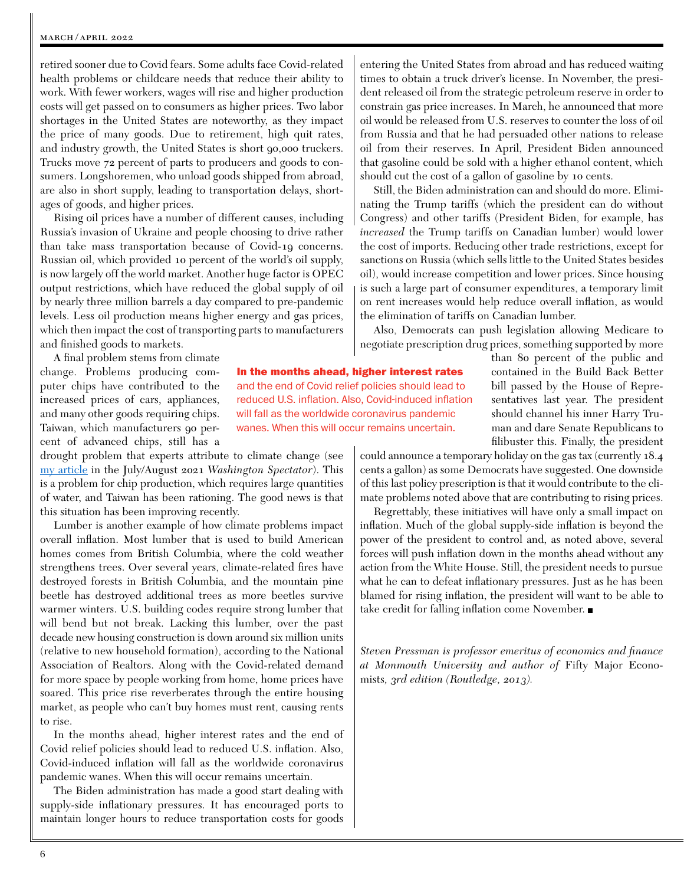retired sooner due to Covid fears. Some adults face Covid-related health problems or childcare needs that reduce their ability to work. With fewer workers, wages will rise and higher production costs will get passed on to consumers as higher prices. Two labor shortages in the United States are noteworthy, as they impact the price of many goods. Due to retirement, high quit rates, and industry growth, the United States is short 90,000 truckers. Trucks move 72 percent of parts to producers and goods to consumers. Longshoremen, who unload goods shipped from abroad, are also in short supply, leading to transportation delays, shortages of goods, and higher prices.

Rising oil prices have a number of different causes, including Russia's invasion of Ukraine and people choosing to drive rather than take mass transportation because of Covid-19 concerns. Russian oil, which provided 10 percent of the world's oil supply, is now largely off the world market. Another huge factor is OPEC output restrictions, which have reduced the global supply of oil by nearly three million barrels a day compared to pre-pandemic levels. Less oil production means higher energy and gas prices, which then impact the cost of transporting parts to manufacturers and finished goods to markets.

A final problem stems from climate change. Problems producing computer chips have contributed to the increased prices of cars, appliances, and many other goods requiring chips. Taiwan, which manufacturers 90 percent of advanced chips, still has a drought problem that experts attribute to climate change (see my article in the July/August 2021 *Washington Spectator*). This is a problem for chip production, which requires large quantities of water, and Taiwan has been rationing. The good news is that this situation has been improving recently.

Lumber is another example of how climate problems impact overall inflation. Most lumber that is used to build American homes comes from British Columbia, where the cold weather strengthens trees. Over several years, climate-related fires have destroyed forests in British Columbia, and the mountain pine beetle has destroyed additional trees as more beetles survive warmer winters. U.S. building codes require strong lumber that will bend but not break. Lacking this lumber, over the past decade new housing construction is down around six million units (relative to new household formation), according to the National Association of Realtors. Along with the Covid-related demand for more space by people working from home, home prices have soared. This price rise reverberates through the entire housing market, as people who can't buy homes must rent, causing rents to rise.

In the months ahead, higher interest rates and the end of Covid relief policies should lead to reduced U.S. inflation. Also, Covid-induced inflation will fall as the worldwide coronavirus pandemic wanes. When this will occur remains uncertain.

The Biden administration has made a good start dealing with supply-side inflationary pressures. It has encouraged ports to maintain longer hours to reduce transportation costs for goods entering the United States from abroad and has reduced waiting times to obtain a truck driver's license. In November, the president released oil from the strategic petroleum reserve in order to constrain gas price increases. In March, he announced that more oil would be released from U.S. reserves to counter the loss of oil from Russia and that he had persuaded other nations to release oil from their reserves. In April, President Biden announced that gasoline could be sold with a higher ethanol content, which should cut the cost of a gallon of gasoline by 10 cents.

Still, the Biden administration can and should do more. Eliminating the Trump tariffs (which the president can do without Congress) and other tariffs (President Biden, for example, has *increased* the Trump tariffs on Canadian lumber) would lower the cost of imports. Reducing other trade restrictions, except for sanctions on Russia (which sells little to the United States besides oil), would increase competition and lower prices. Since housing is such a large part of consumer expenditures, a temporary limit on rent increases would help reduce overall inflation, as would the elimination of tariffs on Canadian lumber.

Also, Democrats can push legislation allowing Medicare to negotiate prescription drug prices, something supported by more than 80 percent of the public and contained in the Build Back Better bill passed by the House of Representatives last year. The president should channel his inner Harry Truman and dare Senate Republicans to filibuster this. Finally, the president could announce a temporary holiday on the gas tax (currently 18.4 cents a gallon) as some Democrats have suggested. One downside of this last policy prescription is that it would contribute to the climate problems noted above that are contributing to rising prices.

Regrettably, these initiatives will have only a small impact on inflation. Much of the global supply-side inflation is beyond the power of the president to control and, as noted above, several forces will push inflation down in the months ahead without any action from the White House. Still, the president needs to pursue what he can to defeat inflationary pressures. Just as he has been blamed for rising inflation, the president will want to be able to take credit for falling inflation come November. ■

**In the months ahead, higher interest rates** and the end of Covid relief policies should lead to reduced U.S. inflation. Also, Covid-induced inflation will fall as the worldwide coronavirus pandemic wanes. When this will occur remains uncertain.

*Steven Pressman is professor emeritus of economics and finance at Monmouth University and author of* Fifty Major Economists*, 3rd edition (Routledge, 2013).*